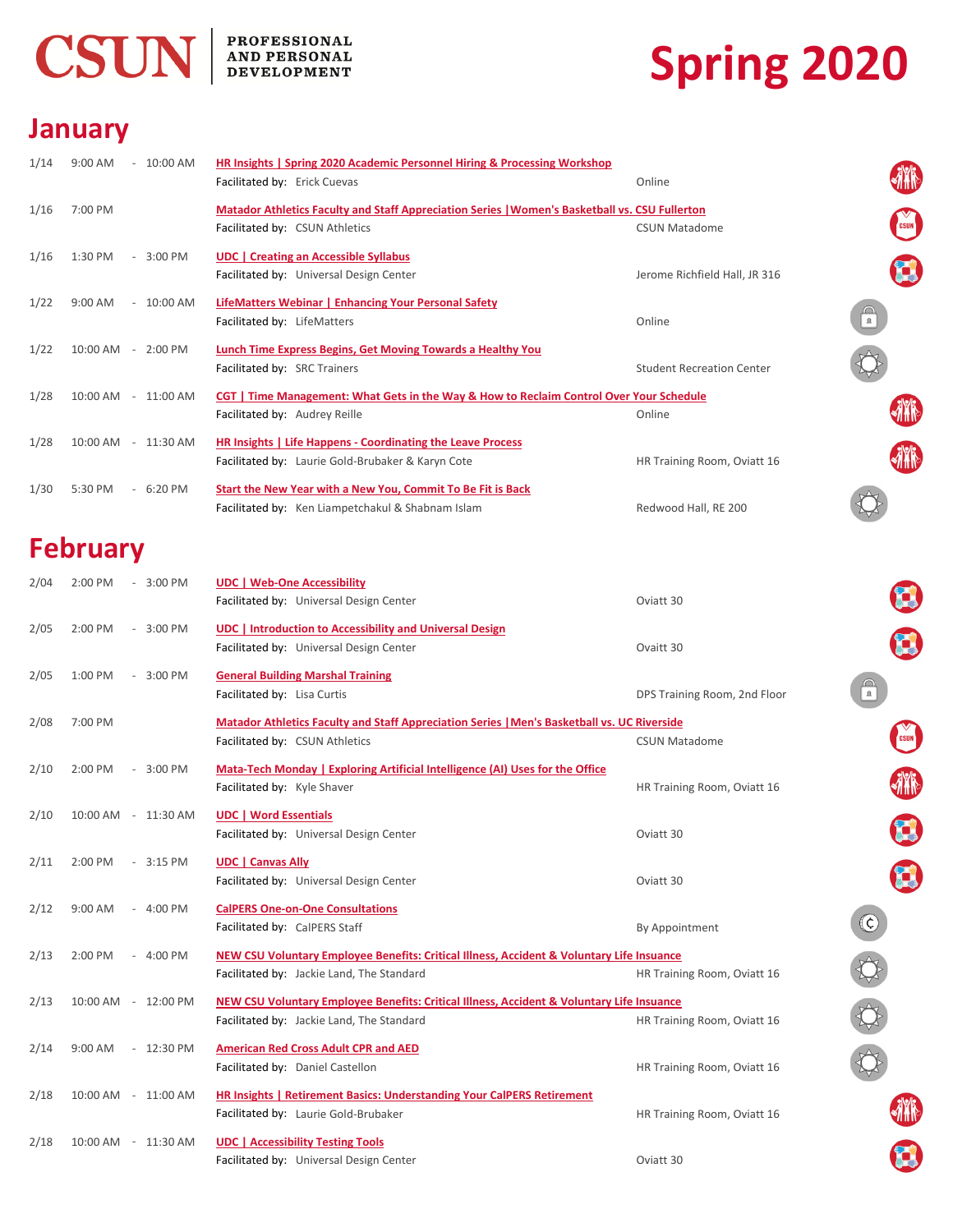**CSUN** | **PROFESSIONAL AND PERSONAL DEVELOPMENT**

# Spring 2020

## January

| Date | Time | Event | Location |
|---|---|---|---|
| 1/14 | 9:00 AM - 10:00 AM | **HR Insights \| Spring 2020 Academic Personnel Hiring & Processing Workshop**<br>Facilitated by: Erick Cuevas | Online |
| 1/16 | 7:00 PM | **Matador Athletics Faculty and Staff Appreciation Series \|Women's Basketball vs. CSU Fullerton**<br>Facilitated by: CSUN Athletics | CSUN Matadome |
| 1/16 | 1:30 PM - 3:00 PM | **UDC \| Creating an Accessible Syllabus**<br>Facilitated by: Universal Design Center | Jerome Richfield Hall, JR 316 |
| 1/22 | 9:00 AM - 10:00 AM | **LifeMatters Webinar \| Enhancing Your Personal Safety**<br>Facilitated by: LifeMatters | Online |
| 1/22 | 10:00 AM - 2:00 PM | **Lunch Time Express Begins, Get Moving Towards a Healthy You**<br>Facilitated by: SRC Trainers | Student Recreation Center |
| 1/28 | 10:00 AM - 11:00 AM | **CGT \| Time Management: What Gets in the Way & How to Reclaim Control Over Your Schedule**<br>Facilitated by: Audrey Reille | Online |
| 1/28 | 10:00 AM - 11:30 AM | **HR Insights \| Life Happens - Coordinating the Leave Process**<br>Facilitated by: Laurie Gold-Brubaker & Karyn Cote | HR Training Room, Oviatt 16 |
| 1/30 | 5:30 PM - 6:20 PM | **Start the New Year with a New You, Commit To Be Fit is Back**<br>Facilitated by: Ken Liampetchakul & Shabnam Islam | Redwood Hall, RE 200 |

## February

| Date | Time | Event | Location |
|---|---|---|---|
| 2/04 | 2:00 PM - 3:00 PM | **UDC \| Web-One Accessibility**<br>Facilitated by: Universal Design Center | Oviatt 30 |
| 2/05 | 2:00 PM - 3:00 PM | **UDC \| Introduction to Accessibility and Universal Design**<br>Facilitated by: Universal Design Center | Ovaitt 30 |
| 2/05 | 1:00 PM - 3:00 PM | **General Building Marshal Training**<br>Facilitated by: Lisa Curtis | DPS Training Room, 2nd Floor |
| 2/08 | 7:00 PM | **Matador Athletics Faculty and Staff Appreciation Series \|Men's Basketball vs. UC Riverside**<br>Facilitated by: CSUN Athletics | CSUN Matadome |
| 2/10 | 2:00 PM - 3:00 PM | **Mata-Tech Monday \| Exploring Artificial Intelligence (AI) Uses for the Office**<br>Facilitated by: Kyle Shaver | HR Training Room, Oviatt 16 |
| 2/10 | 10:00 AM - 11:30 AM | **UDC \| Word Essentials**<br>Facilitated by: Universal Design Center | Oviatt 30 |
| 2/11 | 2:00 PM - 3:15 PM | **UDC \| Canvas Ally**<br>Facilitated by: Universal Design Center | Oviatt 30 |
| 2/12 | 9:00 AM - 4:00 PM | **CalPERS One-on-One Consultations**<br>Facilitated by: CalPERS Staff | By Appointment |
| 2/13 | 2:00 PM - 4:00 PM | **NEW CSU Voluntary Employee Benefits: Critical Illness, Accident & Voluntary Life Insuance**<br>Facilitated by: Jackie Land, The Standard | HR Training Room, Oviatt 16 |
| 2/13 | 10:00 AM - 12:00 PM | **NEW CSU Voluntary Employee Benefits: Critical Illness, Accident & Voluntary Life Insuance**<br>Facilitated by: Jackie Land, The Standard | HR Training Room, Oviatt 16 |
| 2/14 | 9:00 AM - 12:30 PM | **American Red Cross Adult CPR and AED**<br>Facilitated by: Daniel Castellon | HR Training Room, Oviatt 16 |
| 2/18 | 10:00 AM - 11:00 AM | **HR Insights \| Retirement Basics: Understanding Your CalPERS Retirement**<br>Facilitated by: Laurie Gold-Brubaker | HR Training Room, Oviatt 16 |
| 2/18 | 10:00 AM - 11:30 AM | **UDC \| Accessibility Testing Tools**<br>Facilitated by: Universal Design Center | Oviatt 30 |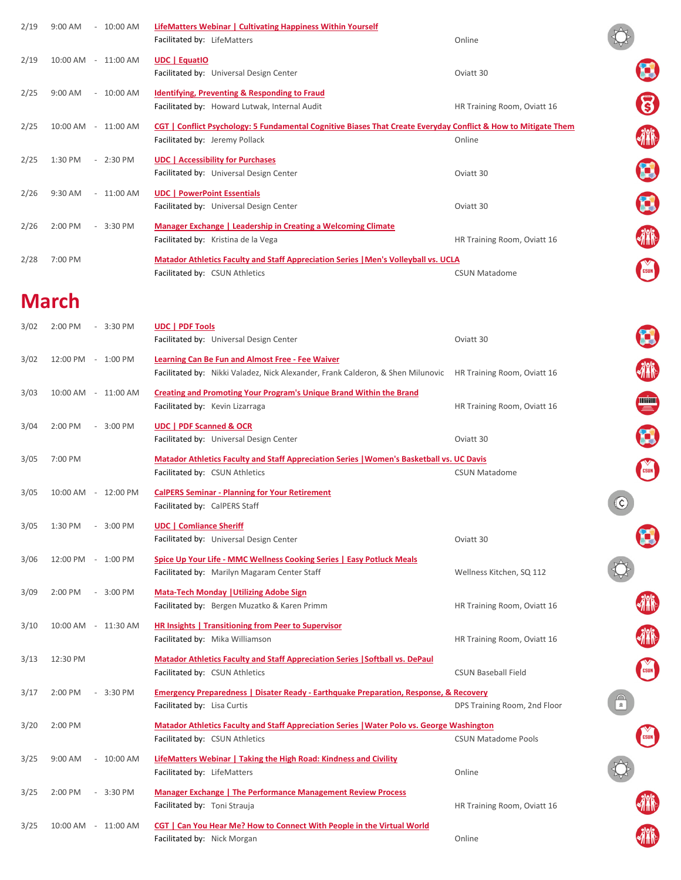| Date | Time | | | Event | Location |
|---|---|---|---|---|---|
| 2/19 | 9:00 AM | - | 10:00 AM | LifeMatters Webinar \| Cultivating Happiness Within Yourself<br>Facilitated by: LifeMatters | Online |
| 2/19 | 10:00 AM | - | 11:00 AM | UDC \| EquatIO<br>Facilitated by: Universal Design Center | Oviatt 30 |
| 2/25 | 9:00 AM | - | 10:00 AM | Identifying, Preventing & Responding to Fraud<br>Facilitated by: Howard Lutwak, Internal Audit | HR Training Room, Oviatt 16 |
| 2/25 | 10:00 AM | - | 11:00 AM | CGT \| Conflict Psychology: 5 Fundamental Cognitive Biases That Create Everyday Conflict & How to Mitigate Them<br>Facilitated by: Jeremy Pollack | Online |
| 2/25 | 1:30 PM | - | 2:30 PM | UDC \| Accessibility for Purchases<br>Facilitated by: Universal Design Center | Oviatt 30 |
| 2/26 | 9:30 AM | - | 11:00 AM | UDC \| PowerPoint Essentials<br>Facilitated by: Universal Design Center | Oviatt 30 |
| 2/26 | 2:00 PM | - | 3:30 PM | Manager Exchange \| Leadership in Creating a Welcoming Climate<br>Facilitated by: Kristina de la Vega | HR Training Room, Oviatt 16 |
| 2/28 | 7:00 PM | | | Matador Athletics Faculty and Staff Appreciation Series \|Men's Volleyball vs. UCLA<br>Facilitated by: CSUN Athletics | CSUN Matadome |

# March

| Date | Time | | | Event | Location |
|---|---|---|---|---|---|
| 3/02 | 2:00 PM | - | 3:30 PM | UDC \| PDF Tools<br>Facilitated by: Universal Design Center | Oviatt 30 |
| 3/02 | 12:00 PM | - | 1:00 PM | Learning Can Be Fun and Almost Free - Fee Waiver<br>Facilitated by: Nikki Valadez, Nick Alexander, Frank Calderon, & Shen Milunovic | HR Training Room, Oviatt 16 |
| 3/03 | 10:00 AM | - | 11:00 AM | Creating and Promoting Your Program's Unique Brand Within the Brand<br>Facilitated by: Kevin Lizarraga | HR Training Room, Oviatt 16 |
| 3/04 | 2:00 PM | - | 3:00 PM | UDC \| PDF Scanned & OCR<br>Facilitated by: Universal Design Center | Oviatt 30 |
| 3/05 | 7:00 PM | | | Matador Athletics Faculty and Staff Appreciation Series \|Women's Basketball vs. UC Davis<br>Facilitated by: CSUN Athletics | CSUN Matadome |
| 3/05 | 10:00 AM | - | 12:00 PM | CalPERS Seminar - Planning for Your Retirement<br>Facilitated by: CalPERS Staff | |
| 3/05 | 1:30 PM | - | 3:00 PM | UDC \| Comliance Sheriff<br>Facilitated by: Universal Design Center | Oviatt 30 |
| 3/06 | 12:00 PM | - | 1:00 PM | Spice Up Your Life - MMC Wellness Cooking Series \| Easy Potluck Meals<br>Facilitated by: Marilyn Magaram Center Staff | Wellness Kitchen, SQ 112 |
| 3/09 | 2:00 PM | - | 3:00 PM | Mata-Tech Monday \|Utilizing Adobe Sign<br>Facilitated by: Bergen Muzatko & Karen Primm | HR Training Room, Oviatt 16 |
| 3/10 | 10:00 AM | - | 11:30 AM | HR Insights \| Transitioning from Peer to Supervisor<br>Facilitated by: Mika Williamson | HR Training Room, Oviatt 16 |
| 3/13 | 12:30 PM | | | Matador Athletics Faculty and Staff Appreciation Series \|Softball vs. DePaul<br>Facilitated by: CSUN Athletics | CSUN Baseball Field |
| 3/17 | 2:00 PM | - | 3:30 PM | Emergency Preparedness \| Disater Ready - Earthquake Preparation, Response, & Recovery<br>Facilitated by: Lisa Curtis | DPS Training Room, 2nd Floor |
| 3/20 | 2:00 PM | | | Matador Athletics Faculty and Staff Appreciation Series \|Water Polo vs. George Washington<br>Facilitated by: CSUN Athletics | CSUN Matadome Pools |
| 3/25 | 9:00 AM | - | 10:00 AM | LifeMatters Webinar \| Taking the High Road: Kindness and Civility<br>Facilitated by: LifeMatters | Online |
| 3/25 | 2:00 PM | - | 3:30 PM | Manager Exchange \| The Performance Management Review Process<br>Facilitated by: Toni Strauja | HR Training Room, Oviatt 16 |
| 3/25 | 10:00 AM | - | 11:00 AM | CGT \| Can You Hear Me? How to Connect With People in the Virtual World<br>Facilitated by: Nick Morgan | Online |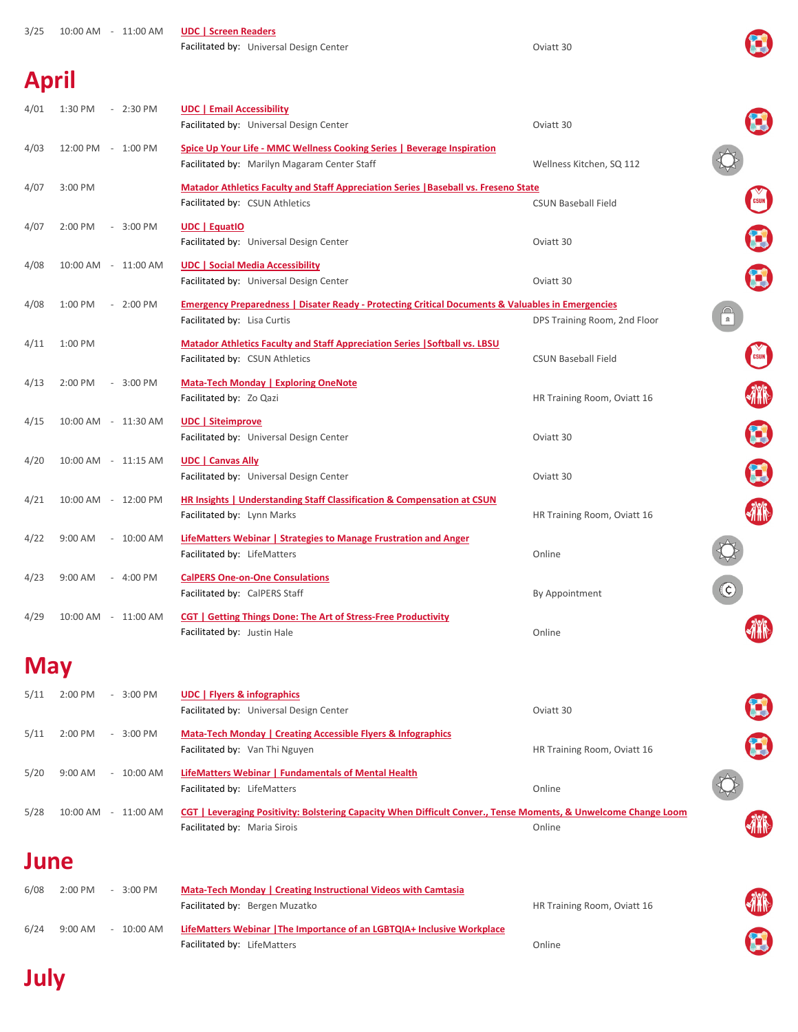| Date | Time | | | Event | Location |
|---|---|---|---|---|---|
| 3/25 | 10:00 AM | - | 11:00 AM | UDC \| Screen Readers<br>Facilitated by: Universal Design Center | Oviatt 30 |

## April

| Date | Time | | | Event | Location |
|---|---|---|---|---|---|
| 4/01 | 1:30 PM | - | 2:30 PM | UDC \| Email Accessibility<br>Facilitated by: Universal Design Center | Oviatt 30 |
| 4/03 | 12:00 PM | - | 1:00 PM | Spice Up Your Life - MMC Wellness Cooking Series \| Beverage Inspiration<br>Facilitated by: Marilyn Magaram Center Staff | Wellness Kitchen, SQ 112 |
| 4/07 | 3:00 PM | | | Matador Athletics Faculty and Staff Appreciation Series \|Baseball vs. Freseno State<br>Facilitated by: CSUN Athletics | CSUN Baseball Field |
| 4/07 | 2:00 PM | - | 3:00 PM | UDC \| EquatIO<br>Facilitated by: Universal Design Center | Oviatt 30 |
| 4/08 | 10:00 AM | - | 11:00 AM | UDC \| Social Media Accessibility<br>Facilitated by: Universal Design Center | Oviatt 30 |
| 4/08 | 1:00 PM | - | 2:00 PM | Emergency Preparedness \| Disater Ready - Protecting Critical Documents & Valuables in Emergencies<br>Facilitated by: Lisa Curtis | DPS Training Room, 2nd Floor |
| 4/11 | 1:00 PM | | | Matador Athletics Faculty and Staff Appreciation Series \|Softball vs. LBSU<br>Facilitated by: CSUN Athletics | CSUN Baseball Field |
| 4/13 | 2:00 PM | - | 3:00 PM | Mata-Tech Monday \| Exploring OneNote<br>Facilitated by: Zo Qazi | HR Training Room, Oviatt 16 |
| 4/15 | 10:00 AM | - | 11:30 AM | UDC \| Siteimprove<br>Facilitated by: Universal Design Center | Oviatt 30 |
| 4/20 | 10:00 AM | - | 11:15 AM | UDC \| Canvas Ally<br>Facilitated by: Universal Design Center | Oviatt 30 |
| 4/21 | 10:00 AM | - | 12:00 PM | HR Insights \| Understanding Staff Classification & Compensation at CSUN<br>Facilitated by: Lynn Marks | HR Training Room, Oviatt 16 |
| 4/22 | 9:00 AM | - | 10:00 AM | LifeMatters Webinar \| Strategies to Manage Frustration and Anger<br>Facilitated by: LifeMatters | Online |
| 4/23 | 9:00 AM | - | 4:00 PM | CalPERS One-on-One Consulations<br>Facilitated by: CalPERS Staff | By Appointment |
| 4/29 | 10:00 AM | - | 11:00 AM | CGT \| Getting Things Done: The Art of Stress-Free Productivity<br>Facilitated by: Justin Hale | Online |

## May

| Date | Time | | | Event | Location |
|---|---|---|---|---|---|
| 5/11 | 2:00 PM | - | 3:00 PM | UDC \| Flyers & infographics<br>Facilitated by: Universal Design Center | Oviatt 30 |
| 5/11 | 2:00 PM | - | 3:00 PM | Mata-Tech Monday \| Creating Accessible Flyers & Infographics<br>Facilitated by: Van Thi Nguyen | HR Training Room, Oviatt 16 |
| 5/20 | 9:00 AM | - | 10:00 AM | LifeMatters Webinar \| Fundamentals of Mental Health<br>Facilitated by: LifeMatters | Online |
| 5/28 | 10:00 AM | - | 11:00 AM | CGT \| Leveraging Positivity: Bolstering Capacity When Difficult Conver., Tense Moments, & Unwelcome Change Loom<br>Facilitated by: Maria Sirois | Online |

## June

| Date | Time | | | Event | Location |
|---|---|---|---|---|---|
| 6/08 | 2:00 PM | - | 3:00 PM | Mata-Tech Monday \| Creating Instructional Videos with Camtasia<br>Facilitated by: Bergen Muzatko | HR Training Room, Oviatt 16 |
| 6/24 | 9:00 AM | - | 10:00 AM | LifeMatters Webinar \|The Importance of an LGBTQIA+ Inclusive Workplace<br>Facilitated by: LifeMatters | Online |

## July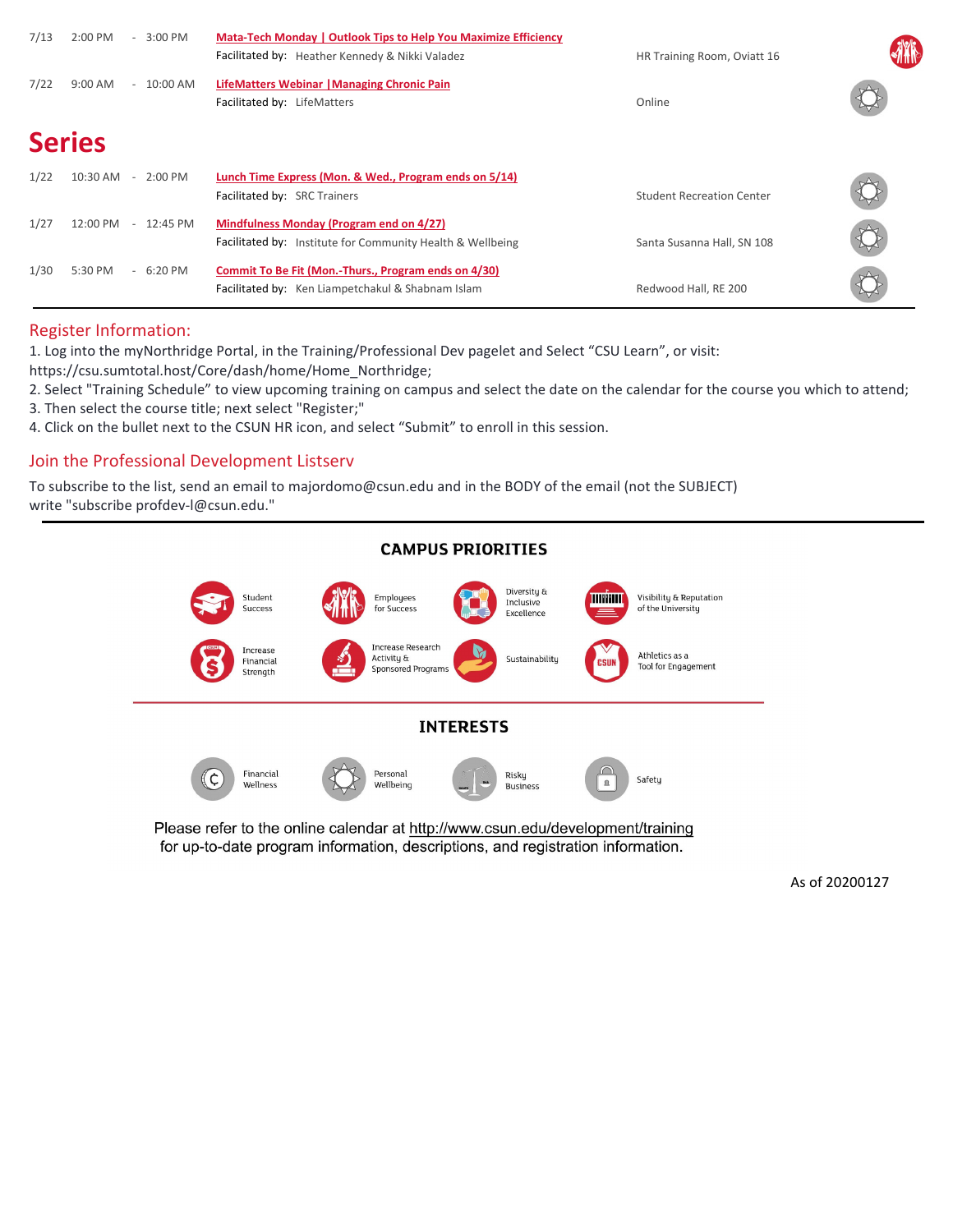| | | | | |
|---|---|---|---|---|
| 7/13 | 2:00 PM - 3:00 PM | **Mata-Tech Monday \| Outlook Tips to Help You Maximize Efficiency** Facilitated by: Heather Kennedy & Nikki Valadez | HR Training Room, Oviatt 16 | |
| 7/22 | 9:00 AM - 10:00 AM | **LifeMatters Webinar \|Managing Chronic Pain** Facilitated by: LifeMatters | Online | |

# Series

| | | | | |
|---|---|---|---|---|
| 1/22 | 10:30 AM - 2:00 PM | **Lunch Time Express (Mon. & Wed., Program ends on 5/14)** Facilitated by: SRC Trainers | Student Recreation Center | |
| 1/27 | 12:00 PM - 12:45 PM | **Mindfulness Monday (Program end on 4/27)** Facilitated by: Institute for Community Health & Wellbeing | Santa Susanna Hall, SN 108 | |
| 1/30 | 5:30 PM - 6:20 PM | **Commit To Be Fit (Mon.-Thurs., Program ends on 4/30)** Facilitated by: Ken Liampetchakul & Shabnam Islam | Redwood Hall, RE 200 | |

## Register Information:

1. Log into the myNorthridge Portal, in the Training/Professional Dev pagelet and Select "CSU Learn", or visit: https://csu.sumtotal.host/Core/dash/home/Home_Northridge;
2. Select "Training Schedule" to view upcoming training on campus and select the date on the calendar for the course you which to attend;
3. Then select the course title; next select "Register;"
4. Click on the bullet next to the CSUN HR icon, and select "Submit" to enroll in this session.

## Join the Professional Development Listserv

To subscribe to the list, send an email to majordomo@csun.edu and in the BODY of the email (not the SUBJECT) write "subscribe profdev-l@csun.edu."

## CAMPUS PRIORITIES

Student Success

Employees for Success

Diversity & Inclusive Excellence

Visibility & Reputation of the University

Increase Financial Strength

Increase Research Activity & Sponsored Programs

Sustainability

Athletics as a Tool for Engagement

## INTERESTS

Financial Wellness

Personal Wellbeing

Risky Business

Safety

Please refer to the online calendar at http://www.csun.edu/development/training for up-to-date program information, descriptions, and registration information.

As of 20200127